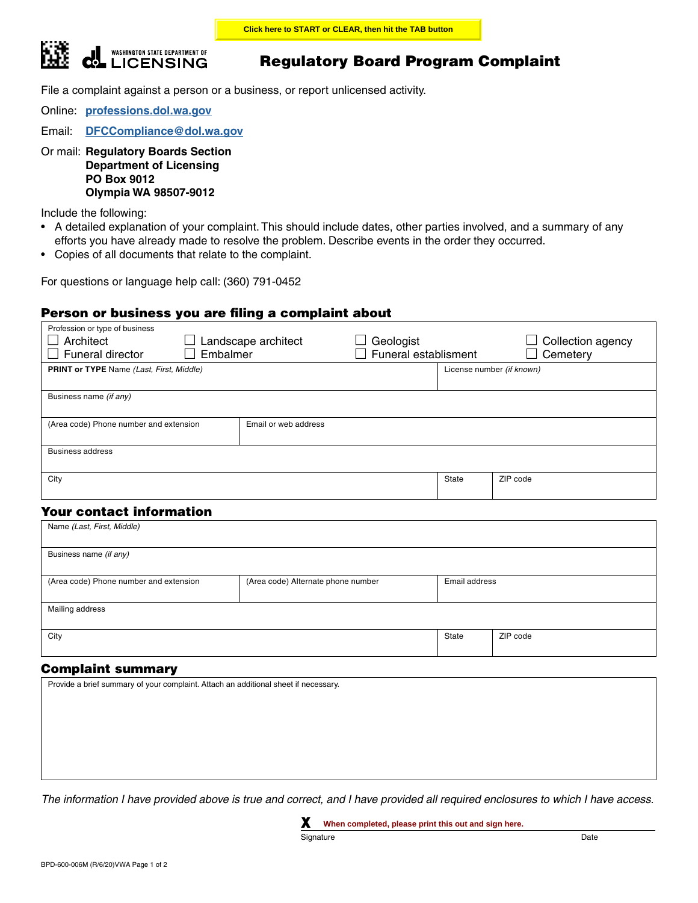Click here to START or CLEAR, then hit the TAB button

WASHINGTON STATE DEPARTMENT OF LICENSING

# Regulatory Board Program Complaint

File a complaint against a person or a business, or report unlicensed activity.

Online: professions.dol.wa.gov

Email: DFCCompliance@dol.wa.gov

Or mail: **Regulatory Boards Section**
**Department of Licensing**
**PO Box 9012**
**Olympia WA 98507-9012**

Include the following:

- A detailed explanation of your complaint. This should include dates, other parties involved, and a summary of any efforts you have already made to resolve the problem. Describe events in the order they occurred.
- Copies of all documents that relate to the complaint.

For questions or language help call: (360) 791-0452

## Person or business you are filing a complaint about

Profession or type of business

- ☐ Architect
- ☐ Funeral director
- ☐ Landscape architect
- ☐ Embalmer
- ☐ Geologist
- ☐ Funeral establishment
- ☐ Collection agency
- ☐ Cemetery

| **PRINT or TYPE** Name *(Last, First, Middle)* | | License number *(if known)* |
|---|---|---|
| Business name *(if any)* | | |
| (Area code) Phone number and extension | Email or web address | |
| Business address | | |
| City | State | ZIP code |

## Your contact information

| Name *(Last, First, Middle)* | | |
|---|---|---|
| Business name *(if any)* | | |
| (Area code) Phone number and extension | (Area code) Alternate phone number | Email address |
| Mailing address | | |
| City | State | ZIP code |

## Complaint summary

Provide a brief summary of your complaint. Attach an additional sheet if necessary.

*The information I have provided above is true and correct, and I have provided all required enclosures to which I have access.*

**X** When completed, please print this out and sign here.

Signature Date

BPD-600-006M (R/6/20)VWA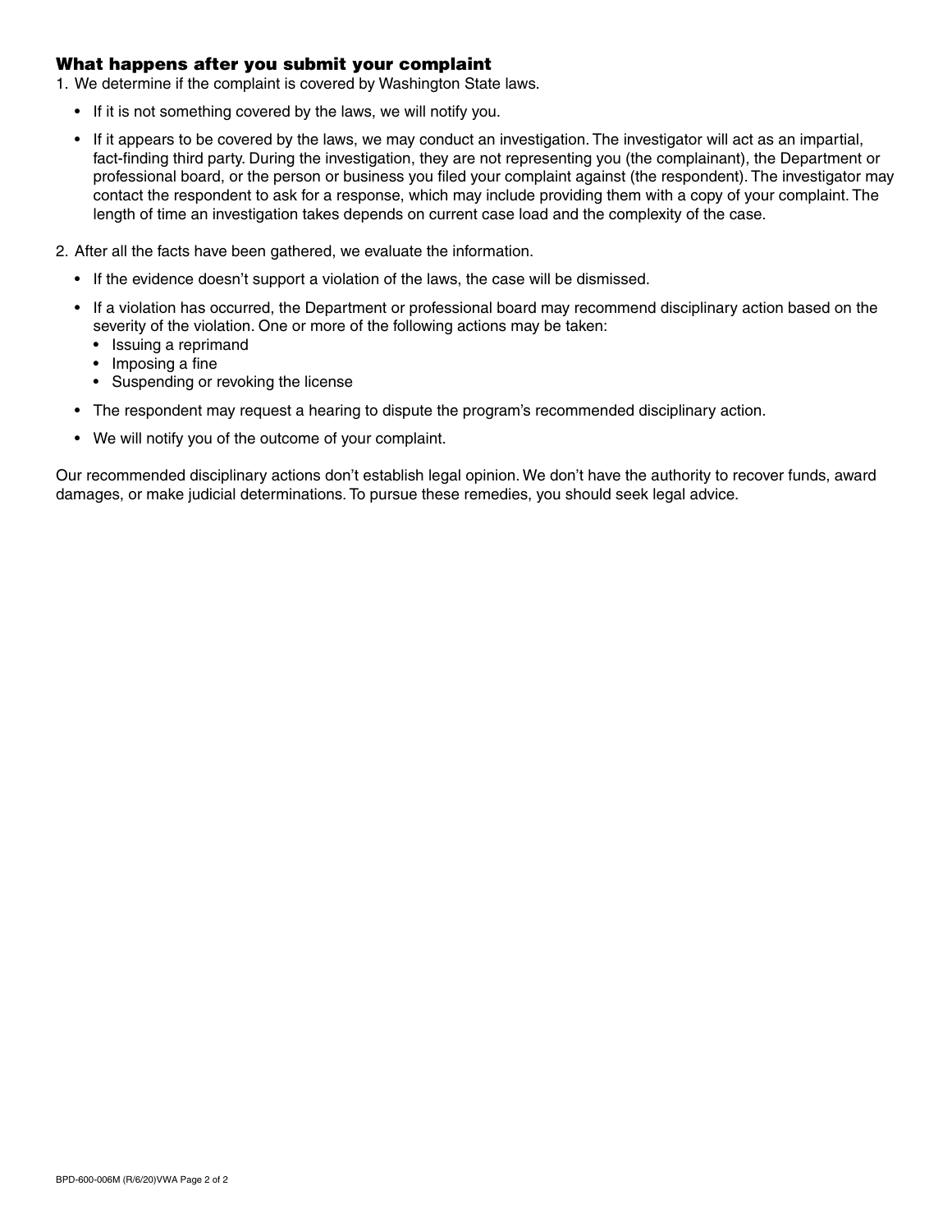## What happens after you submit your complaint

1. We determine if the complaint is covered by Washington State laws.
   - If it is not something covered by the laws, we will notify you.
   - If it appears to be covered by the laws, we may conduct an investigation. The investigator will act as an impartial, fact-finding third party. During the investigation, they are not representing you (the complainant), the Department or professional board, or the person or business you filed your complaint against (the respondent). The investigator may contact the respondent to ask for a response, which may include providing them with a copy of your complaint. The length of time an investigation takes depends on current case load and the complexity of the case.
2. After all the facts have been gathered, we evaluate the information.
   - If the evidence doesn't support a violation of the laws, the case will be dismissed.
   - If a violation has occurred, the Department or professional board may recommend disciplinary action based on the severity of the violation. One or more of the following actions may be taken:
     - Issuing a reprimand
     - Imposing a fine
     - Suspending or revoking the license
   - The respondent may request a hearing to dispute the program's recommended disciplinary action.
   - We will notify you of the outcome of your complaint.

Our recommended disciplinary actions don't establish legal opinion. We don't have the authority to recover funds, award damages, or make judicial determinations. To pursue these remedies, you should seek legal advice.

BPD-600-006M (R/6/20)VWA